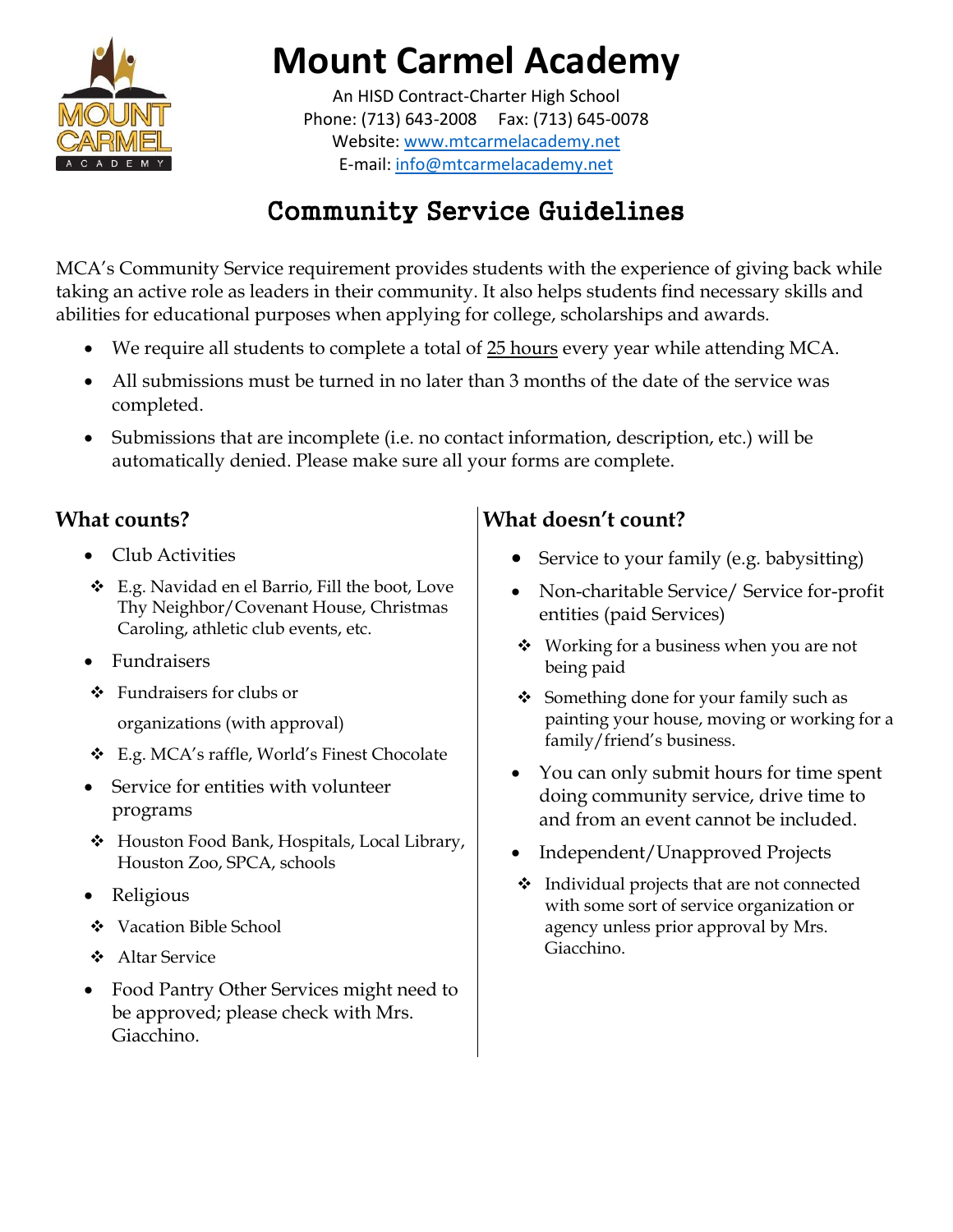# Mount Carmel Academy

An HISD Contract-Charter High School
Phone: (713) 643-2008 Fax: (713) 645-0078
Website: www.mtcarmelacademy.net
E-mail: info@mtcarmelacademy.net

## Community Service Guidelines

MCA's Community Service requirement provides students with the experience of giving back while taking an active role as leaders in their community. It also helps students find necessary skills and abilities for educational purposes when applying for college, scholarships and awards.

- We require all students to complete a total of 25 hours every year while attending MCA.
- All submissions must be turned in no later than 3 months of the date of the service was completed.
- Submissions that are incomplete (i.e. no contact information, description, etc.) will be automatically denied. Please make sure all your forms are complete.

### What counts?

- Club Activities
  - E.g. Navidad en el Barrio, Fill the boot, Love Thy Neighbor/Covenant House, Christmas Caroling, athletic club events, etc.
- Fundraisers
  - Fundraisers for clubs or organizations (with approval)
  - E.g. MCA's raffle, World's Finest Chocolate
- Service for entities with volunteer programs
  - Houston Food Bank, Hospitals, Local Library, Houston Zoo, SPCA, schools
- Religious
  - Vacation Bible School
  - Altar Service
- Food Pantry Other Services might need to be approved; please check with Mrs. Giacchino.

### What doesn't count?

- Service to your family (e.g. babysitting)
- Non-charitable Service/ Service for-profit entities (paid Services)
  - Working for a business when you are not being paid
  - Something done for your family such as painting your house, moving or working for a family/friend's business.
- You can only submit hours for time spent doing community service, drive time to and from an event cannot be included.
- Independent/Unapproved Projects
  - Individual projects that are not connected with some sort of service organization or agency unless prior approval by Mrs. Giacchino.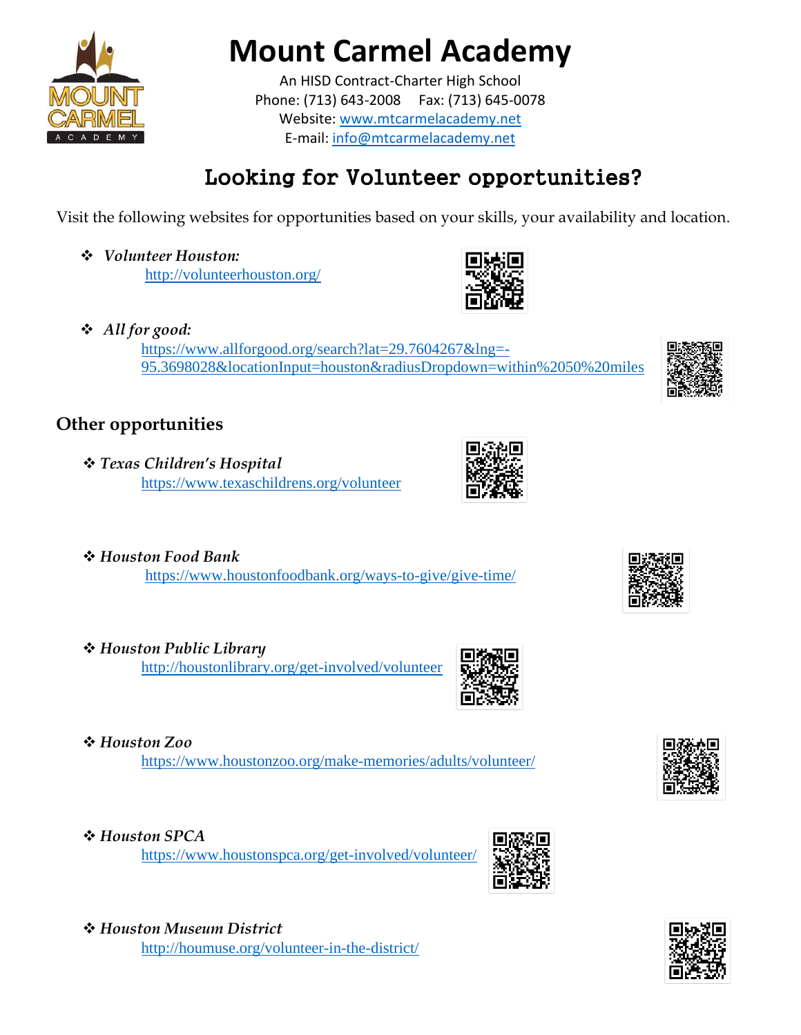# Mount Carmel Academy

An HISD Contract-Charter High School
Phone: (713) 643-2008 Fax: (713) 645-0078
Website: www.mtcarmelacademy.net
E-mail: info@mtcarmelacademy.net

## Looking for Volunteer opportunities?

Visit the following websites for opportunities based on your skills, your availability and location.

- ***Volunteer Houston:***
  http://volunteerhouston.org/

- ***All for good:***
  https://www.allforgood.org/search?lat=29.7604267&lng=-95.3698028&locationInput=houston&radiusDropdown=within%2050%20miles

## Other opportunities

- ***Texas Children's Hospital***
  https://www.texaschildrens.org/volunteer

- ***Houston Food Bank***
  https://www.houstonfoodbank.org/ways-to-give/give-time/

- ***Houston Public Library***
  http://houstonlibrary.org/get-involved/volunteer

- ***Houston Zoo***
  https://www.houstonzoo.org/make-memories/adults/volunteer/

- ***Houston SPCA***
  https://www.houstonspca.org/get-involved/volunteer/

- ***Houston Museum District***
  http://houmuse.org/volunteer-in-the-district/